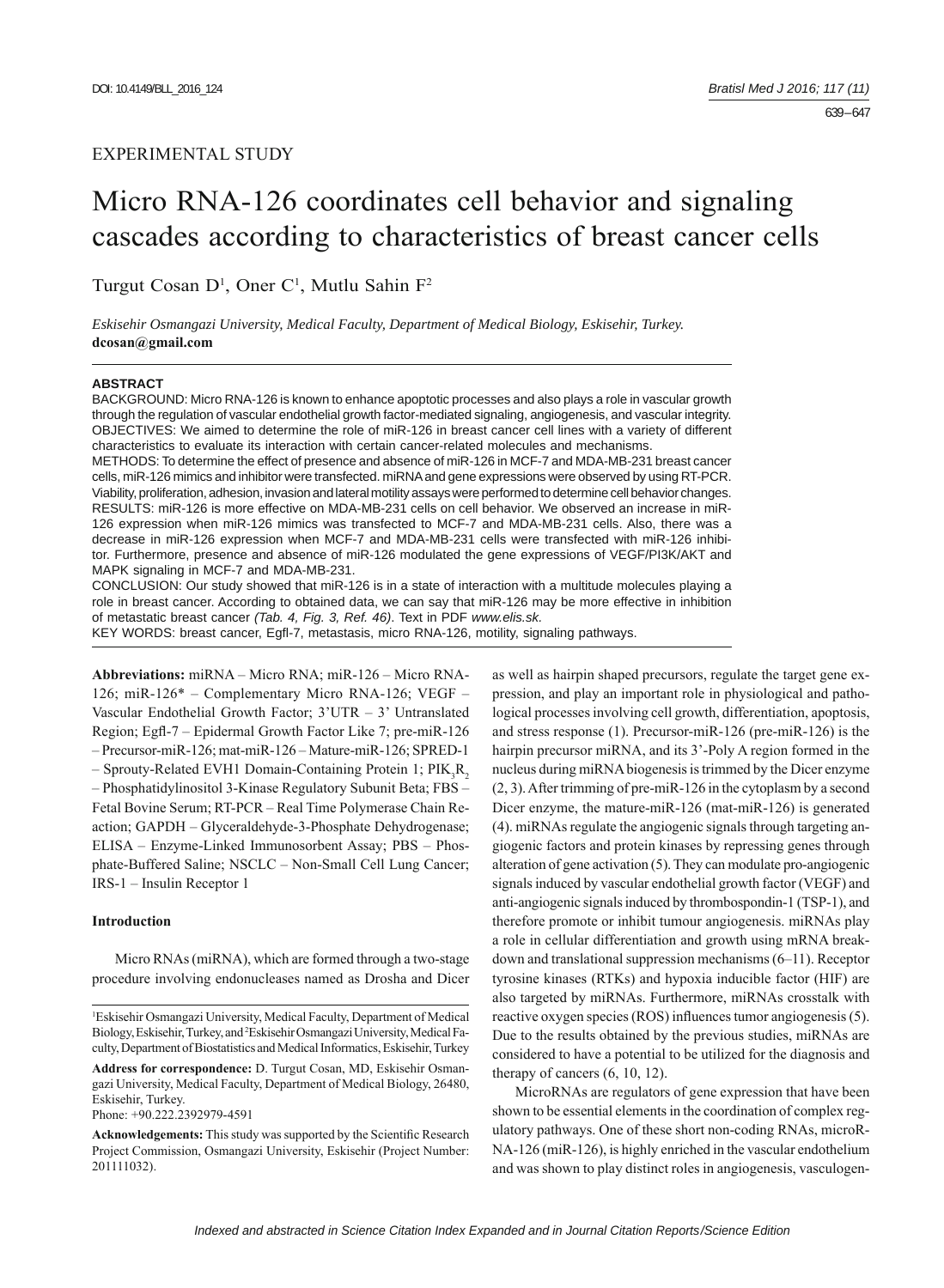EXPERIMENTAL STUDY

# Micro RNA-126 coordinates cell behavior and signaling cascades according to characteristics of breast cancer cells

Turgut Cosan D[1], Oner C[1], Mutlu Sahin F[2]

*Eskisehir Osmangazi University, Medical Faculty, Department of Medical Biology, Eskisehir, Turkey.*
**dcosan@gmail.com**

**ABSTRACT**

BACKGROUND: Micro RNA-126 is known to enhance apoptotic processes and also plays a role in vascular growth through the regulation of vascular endothelial growth factor-mediated signaling, angiogenesis, and vascular integrity.
OBJECTIVES: We aimed to determine the role of miR-126 in breast cancer cell lines with a variety of different characteristics to evaluate its interaction with certain cancer-related molecules and mechanisms.
METHODS: To determine the effect of presence and absence of miR-126 in MCF-7 and MDA-MB-231 breast cancer cells, miR-126 mimics and inhibitor were transfected. miRNA and gene expressions were observed by using RT-PCR. Viability, proliferation, adhesion, invasion and lateral motility assays were performed to determine cell behavior changes.
RESULTS: miR-126 is more effective on MDA-MB-231 cells on cell behavior. We observed an increase in miR-126 expression when miR-126 mimics was transfected to MCF-7 and MDA-MB-231 cells. Also, there was a decrease in miR-126 expression when MCF-7 and MDA-MB-231 cells were transfected with miR-126 inhibitor. Furthermore, presence and absence of miR-126 modulated the gene expressions of VEGF/PI3K/AKT and MAPK signaling in MCF-7 and MDA-MB-231.
CONCLUSION: Our study showed that miR-126 is in a state of interaction with a multitude molecules playing a role in breast cancer. According to obtained data, we can say that miR-126 may be more effective in inhibition of metastatic breast cancer *(Tab. 4, Fig. 3, Ref. 46)*. Text in PDF *www.elis.sk.*
KEY WORDS: breast cancer, Egfl-7, metastasis, micro RNA-126, motility, signaling pathways.

**Abbreviations:** miRNA – Micro RNA; miR-126 – Micro RNA-126; miR-126* – Complementary Micro RNA-126; VEGF – Vascular Endothelial Growth Factor; 3'UTR – 3' Untranslated Region; Egfl-7 – Epidermal Growth Factor Like 7; pre-miR-126 – Precursor-miR-126; mat-miR-126 – Mature-miR-126; SPRED-1 – Sprouty-Related EVH1 Domain-Containing Protein 1; $PIK_3R_2$ – Phosphatidylinositol 3-Kinase Regulatory Subunit Beta; FBS – Fetal Bovine Serum; RT-PCR – Real Time Polymerase Chain Reaction; GAPDH – Glyceraldehyde-3-Phosphate Dehydrogenase; ELISA – Enzyme-Linked Immunosorbent Assay; PBS – Phosphate-Buffered Saline; NSCLC – Non-Small Cell Lung Cancer; IRS-1 – Insulin Receptor 1

## Introduction

Micro RNAs (miRNA), which are formed through a two-stage procedure involving endonucleases named as Drosha and Dicer as well as hairpin shaped precursors, regulate the target gene expression, and play an important role in physiological and pathological processes involving cell growth, differentiation, apoptosis, and stress response (1). Precursor-miR-126 (pre-miR-126) is the hairpin precursor miRNA, and its 3'-Poly A region formed in the nucleus during miRNA biogenesis is trimmed by the Dicer enzyme (2, 3). After trimming of pre-miR-126 in the cytoplasm by a second Dicer enzyme, the mature-miR-126 (mat-miR-126) is generated (4). miRNAs regulate the angiogenic signals through targeting angiogenic factors and protein kinases by repressing genes through alteration of gene activation (5). They can modulate pro-angiogenic signals induced by vascular endothelial growth factor (VEGF) and anti-angiogenic signals induced by thrombospondin-1 (TSP-1), and therefore promote or inhibit tumour angiogenesis. miRNAs play a role in cellular differentiation and growth using mRNA breakdown and translational suppression mechanisms (6–11). Receptor tyrosine kinases (RTKs) and hypoxia inducible factor (HIF) are also targeted by miRNAs. Furthermore, miRNAs crosstalk with reactive oxygen species (ROS) influences tumor angiogenesis (5). Due to the results obtained by the previous studies, miRNAs are considered to have a potential to be utilized for the diagnosis and therapy of cancers (6, 10, 12).

MicroRNAs are regulators of gene expression that have been shown to be essential elements in the coordination of complex regulatory pathways. One of these short non-coding RNAs, microRNA-126 (miR-126), is highly enriched in the vascular endothelium and was shown to play distinct roles in angiogenesis, vasculogen-

[1]Eskisehir Osmangazi University, Medical Faculty, Department of Medical Biology, Eskisehir, Turkey, and [2]Eskisehir Osmangazi University, Medical Faculty, Department of Biostatistics and Medical Informatics, Eskisehir, Turkey

**Address for correspondence:** D. Turgut Cosan, MD, Eskisehir Osmangazi University, Medical Faculty, Department of Medical Biology, 26480, Eskisehir, Turkey.
Phone: +90.222.2392979-4591

**Acknowledgements:** This study was supported by the Scientific Research Project Commission, Osmangazi University, Eskisehir (Project Number: 201111032).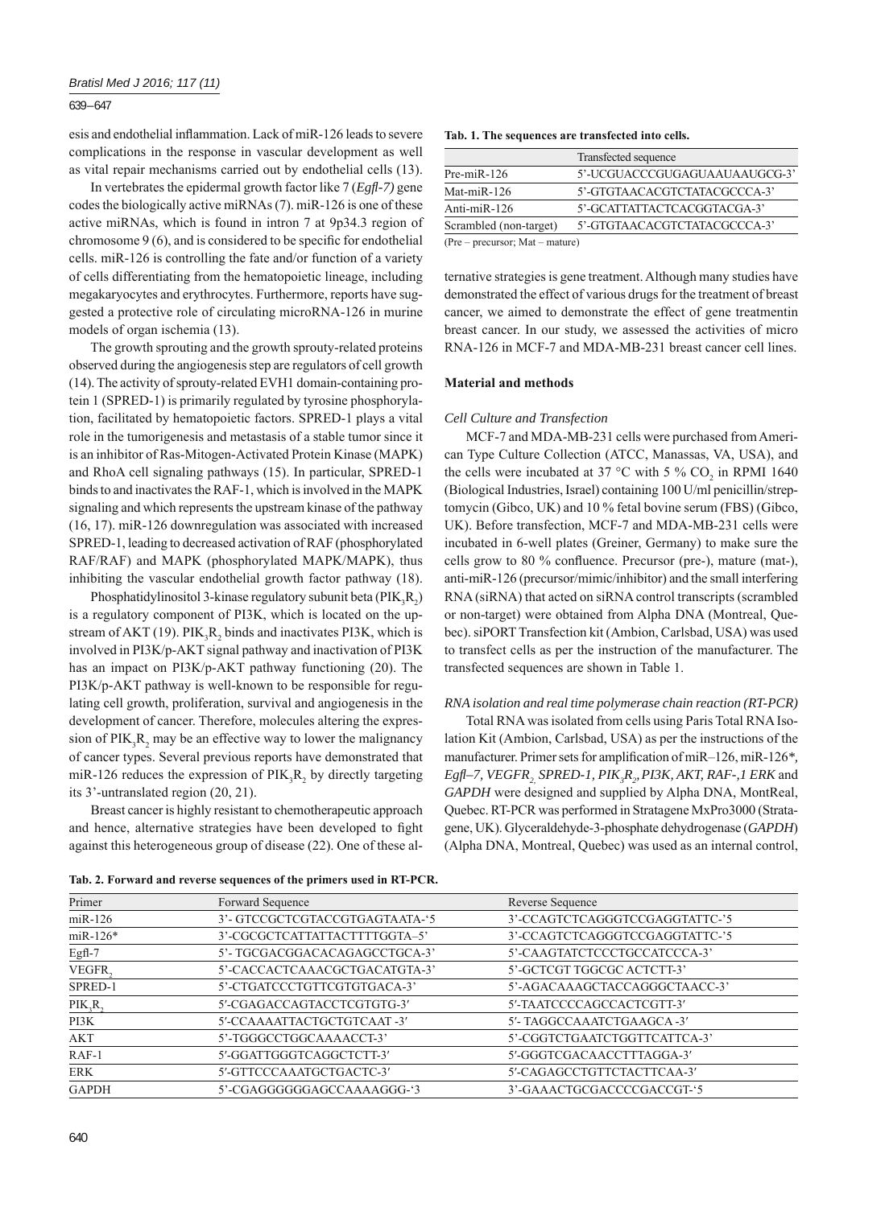esis and endothelial inflammation. Lack of miR-126 leads to severe complications in the response in vascular development as well as vital repair mechanisms carried out by endothelial cells (13).

In vertebrates the epidermal growth factor like 7 (*Egfl-7)* gene codes the biologically active miRNAs (7). miR-126 is one of these active miRNAs, which is found in intron 7 at 9p34.3 region of chromosome 9 (6), and is considered to be specific for endothelial cells. miR-126 is controlling the fate and/or function of a variety of cells differentiating from the hematopoietic lineage, including megakaryocytes and erythrocytes. Furthermore, reports have suggested a protective role of circulating microRNA-126 in murine models of organ ischemia (13).

The growth sprouting and the growth sprouty-related proteins observed during the angiogenesis step are regulators of cell growth (14). The activity of sprouty-related EVH1 domain-containing protein 1 (SPRED-1) is primarily regulated by tyrosine phosphorylation, facilitated by hematopoietic factors. SPRED-1 plays a vital role in the tumorigenesis and metastasis of a stable tumor since it is an inhibitor of Ras-Mitogen-Activated Protein Kinase (MAPK) and RhoA cell signaling pathways (15). In particular, SPRED-1 binds to and inactivates the RAF-1, which is involved in the MAPK signaling and which represents the upstream kinase of the pathway (16, 17). miR-126 downregulation was associated with increased SPRED-1, leading to decreased activation of RAF (phosphorylated RAF/RAF) and MAPK (phosphorylated MAPK/MAPK), thus inhibiting the vascular endothelial growth factor pathway (18).

Phosphatidylinositol 3-kinase regulatory subunit beta ($PIK_3R_2$) is a regulatory component of PI3K, which is located on the upstream of AKT (19). $PIK_3R_2$ binds and inactivates PI3K, which is involved in PI3K/p-AKT signal pathway and inactivation of PI3K has an impact on PI3K/p-AKT pathway functioning (20). The PI3K/p-AKT pathway is well-known to be responsible for regulating cell growth, proliferation, survival and angiogenesis in the development of cancer. Therefore, molecules altering the expression of $PIK_3R_2$ may be an effective way to lower the malignancy of cancer types. Several previous reports have demonstrated that miR-126 reduces the expression of $PIK_3R_2$ by directly targeting its 3'-untranslated region (20, 21).

Breast cancer is highly resistant to chemotherapeutic approach and hence, alternative strategies have been developed to fight against this heterogeneous group of disease (22). One of these alternative strategies is gene treatment. Although many studies have demonstrated the effect of various drugs for the treatment of breast cancer, we aimed to demonstrate the effect of gene treatmentin breast cancer. In our study, we assessed the activities of micro RNA-126 in MCF-7 and MDA-MB-231 breast cancer cell lines.

**Tab. 1. The sequences are transfected into cells.**

| | Transfected sequence |
|---|---|
| Pre-miR-126 | 5'-UCGUACCCGUGAGUAAUAAUGCG-3' |
| Mat-miR-126 | 5'-GTGTAACACGTCTATACGCCCA-3' |
| Anti-miR-126 | 5'-GCATTATTACTCACGGTACGA-3' |
| Scrambled (non-target) | 5'-GTGTAACACGTCTATACGCCCA-3' |

(Pre – precursor; Mat – mature)

## Material and methods

### Cell Culture and Transfection

MCF-7 and MDA-MB-231 cells were purchased from American Type Culture Collection (ATCC, Manassas, VA, USA), and the cells were incubated at 37 °C with 5 % $CO_2$ in RPMI 1640 (Biological Industries, Israel) containing 100 U/ml penicillin/streptomycin (Gibco, UK) and 10 % fetal bovine serum (FBS) (Gibco, UK). Before transfection, MCF-7 and MDA-MB-231 cells were incubated in 6-well plates (Greiner, Germany) to make sure the cells grow to 80 % confluence. Precursor (pre-), mature (mat-), anti-miR-126 (precursor/mimic/inhibitor) and the small interfering RNA (siRNA) that acted on siRNA control transcripts (scrambled or non-target) were obtained from Alpha DNA (Montreal, Quebec). siPORT Transfection kit (Ambion, Carlsbad, USA) was used to transfect cells as per the instruction of the manufacturer. The transfected sequences are shown in Table 1.

### RNA isolation and real time polymerase chain reaction (RT-PCR)

Total RNA was isolated from cells using Paris Total RNA Isolation Kit (Ambion, Carlsbad, USA) as per the instructions of the manufacturer. Primer sets for amplification of miR–126, miR-126*, *Egfl–7, $VEGFR_2$, SPRED-1, $PIK_3R_2$, PI3K, AKT, RAF-,1 ERK* and *GAPDH* were designed and supplied by Alpha DNA, MontReal, Quebec. RT-PCR was performed in Stratagene MxPro3000 (Stratagene, UK). Glyceraldehyde-3-phosphate dehydrogenase (*GAPDH*) (Alpha DNA, Montreal, Quebec) was used as an internal control,

**Tab. 2. Forward and reverse sequences of the primers used in RT-PCR.**

| Primer | Forward Sequence | Reverse Sequence |
|---|---|---|
| miR-126 | 3'- GTCCGCTCGTACCGTGAGTAATA-'5 | 3'-CCAGTCTCAGGGTCCGAGGTATTC-'5 |
| miR-126* | 3'-CGCGCTCATTATTACTTTTGGTA–5' | 3'-CCAGTCTCAGGGTCCGAGGTATTC-'5 |
| Egfl-7 | 5'- TGCGACGGACACAGAGCCTGCA-3' | 5'-CAAGTATCTCCCTGCCATCCCA-3' |
| $VEGFR_2$ | 5'-CACCACTCAAACGCTGACATGTA-3' | 5'-GCTCGT TGGCGC ACTCTT-3' |
| SPRED-1 | 5'-CTGATCCCTGTTCGTGTGACA-3' | 5'-AGACAAAGCTACCAGGGCTAACC-3' |
| $PIK_3R_2$ | 5′-CGAGACCAGTACCTCGTGTG-3′ | 5′-TAATCCCCAGCCACTCGTT-3′ |
| PI3K | 5'-CCAAAATTACTGCTGTCAAT -3' | 5'- TAGGCCAAATCTGAAGCA -3' |
| AKT | 5'-TGGGCCTGGCAAAACCT-3' | 5'-CGGTCTGAATCTGGTTCATTCA-3' |
| RAF-1 | 5′-GGATTGGGTCAGGCTCTT-3′ | 5′-GGGTCGACAACCTTTAGGA-3′ |
| ERK | 5′-GTTCCCAAATGCTGACTC-3′ | 5′-CAGAGCCTGTTCTACTTCAA-3′ |
| GAPDH | 5'-CGAGGGGGGAGCCAAAAGGG-'3 | 3'-GAAACTGCGACCCCGACCGT-'5 |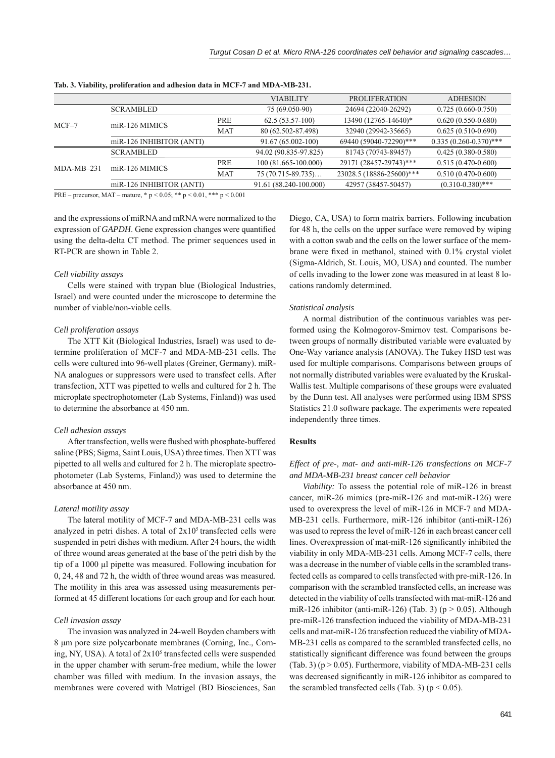**Tab. 3. Viability, proliferation and adhesion data in MCF-7 and MDA-MB-231.**

| | | | VIABILITY | PROLIFERATION | ADHESION |
|---|---|---|---|---|---|
| MCF–7 | SCRAMBLED | | 75 (69.050-90) | 24694 (22040-26292) | 0.725 (0.660-0.750) |
| | miR-126 MIMICS | PRE | 62.5 (53.57-100) | 13490 (12765-14640)* | 0.620 (0.550-0.680) |
| | | MAT | 80 (62.502-87.498) | 32940 (29942-35665) | 0.625 (0.510-0.690) |
| | miR-126 INHIBITOR (ANTI) | | 91.67 (65.002-100) | 69440 (59040-72290)*** | 0.335 (0.260-0.370)*** |
| MDA-MB–231 | SCRAMBLED | | 94.02 (90.835-97.825) | 81743 (70743-89457) | 0.425 (0.380-0.580) |
| | miR-126 MIMICS | PRE | 100 (81.665-100.000) | 29171 (28457-29743)*** | 0.515 (0.470-0.600) |
| | | MAT | 75 (70.715-89.735)… | 23028.5 (18886-25600)*** | 0.510 (0.470-0.600) |
| | miR-126 INHIBITOR (ANTI) | | 91.61 (88.240-100.000) | 42957 (38457-50457) | (0.310-0.380)*** |

PRE – precursor, MAT – mature, * $p < 0.05$; ** $p < 0.01$, *** $p < 0.001$

and the expressions of miRNA and mRNA were normalized to the expression of *GAPDH*. Gene expression changes were quantified using the delta-delta CT method. The primer sequences used in RT-PCR are shown in Table 2.

*Cell viability assays*

Cells were stained with trypan blue (Biological Industries, Israel) and were counted under the microscope to determine the number of viable/non-viable cells.

*Cell proliferation assays*

The XTT Kit (Biological Industries, Israel) was used to determine proliferation of MCF-7 and MDA-MB-231 cells. The cells were cultured into 96-well plates (Greiner, Germany). miRNA analogues or suppressors were used to transfect cells. After transfection, XTT was pipetted to wells and cultured for 2 h. The microplate spectrophotometer (Lab Systems, Finland)) was used to determine the absorbance at 450 nm.

*Cell adhesion assays*

After transfection, wells were flushed with phosphate-buffered saline (PBS; Sigma, Saint Louis, USA) three times. Then XTT was pipetted to all wells and cultured for 2 h. The microplate spectrophotometer (Lab Systems, Finland)) was used to determine the absorbance at 450 nm.

*Lateral motility assay*

The lateral motility of MCF-7 and MDA-MB-231 cells was analyzed in petri dishes. A total of $2x10^5$ transfected cells were suspended in petri dishes with medium. After 24 hours, the width of three wound areas generated at the base of the petri dish by the tip of a 1000 µl pipette was measured. Following incubation for 0, 24, 48 and 72 h, the width of three wound areas was measured. The motility in this area was assessed using measurements performed at 45 different locations for each group and for each hour.

*Cell invasion assay*

The invasion was analyzed in 24-well Boyden chambers with 8 µm pore size polycarbonate membranes (Corning, Inc., Corning, NY, USA). A total of $2x10^5$ transfected cells were suspended in the upper chamber with serum-free medium, while the lower chamber was filled with medium. In the invasion assays, the membranes were covered with Matrigel (BD Biosciences, San Diego, CA, USA) to form matrix barriers. Following incubation for 48 h, the cells on the upper surface were removed by wiping with a cotton swab and the cells on the lower surface of the membrane were fixed in methanol, stained with 0.1% crystal violet (Sigma-Aldrich, St. Louis, MO, USA) and counted. The number of cells invading to the lower zone was measured in at least 8 locations randomly determined.

*Statistical analysis*

A normal distribution of the continuous variables was performed using the Kolmogorov-Smirnov test. Comparisons between groups of normally distributed variable were evaluated by One-Way variance analysis (ANOVA). The Tukey HSD test was used for multiple comparisons. Comparisons between groups of not normally distributed variables were evaluated by the Kruskal-Wallis test. Multiple comparisons of these groups were evaluated by the Dunn test. All analyses were performed using IBM SPSS Statistics 21.0 software package. The experiments were repeated independently three times.

## Results

*Effect of pre-, mat- and anti-miR-126 transfections on MCF-7 and MDA-MB-231 breast cancer cell behavior*

*Viability:* To assess the potential role of miR-126 in breast cancer, miR-26 mimics (pre-miR-126 and mat-miR-126) were used to overexpress the level of miR-126 in MCF-7 and MDA-MB-231 cells. Furthermore, miR-126 inhibitor (anti-miR-126) was used to repress the level of miR-126 in each breast cancer cell lines. Overexpression of mat-miR-126 significantly inhibited the viability in only MDA-MB-231 cells. Among MCF-7 cells, there was a decrease in the number of viable cells in the scrambled transfected cells as compared to cells transfected with pre-miR-126. In comparison with the scrambled transfected cells, an increase was detected in the viability of cells transfected with mat-miR-126 and miR-126 inhibitor (anti-miR-126) (Tab. 3) ($p > 0.05$). Although pre-miR-126 transfection induced the viability of MDA-MB-231 cells and mat-miR-126 transfection reduced the viability of MDA-MB-231 cells as compared to the scrambled transfected cells, no statistically significant difference was found between the groups (Tab. 3) ($p > 0.05$). Furthermore, viability of MDA-MB-231 cells was decreased significantly in miR-126 inhibitor as compared to the scrambled transfected cells (Tab. 3) ($p < 0.05$).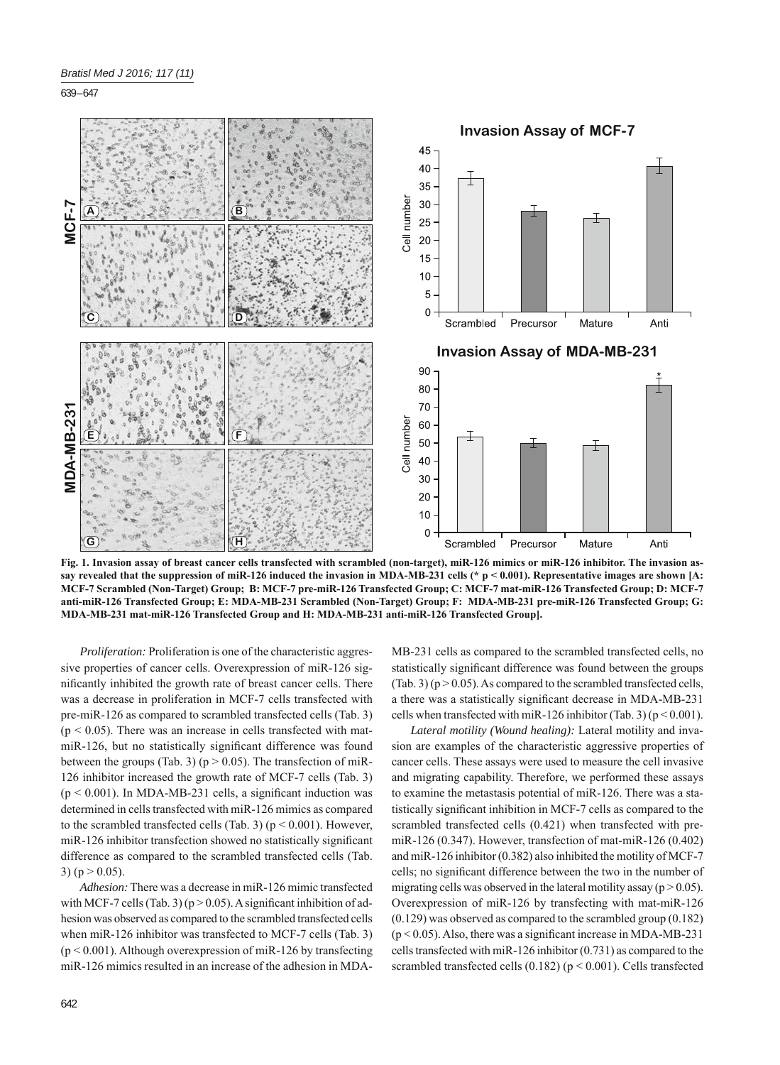**Fig. 1. Invasion assay of breast cancer cells transfected with scrambled (non-target), miR-126 mimics or miR-126 inhibitor. The invasion assay revealed that the suppression of miR-126 induced the invasion in MDA-MB-231 cells (* $p < 0.001$). Representative images are shown [A: MCF-7 Scrambled (Non-Target) Group; B: MCF-7 pre-miR-126 Transfected Group; C: MCF-7 mat-miR-126 Transfected Group; D: MCF-7 anti-miR-126 Transfected Group; E: MDA-MB-231 Scrambled (Non-Target) Group; F: MDA-MB-231 pre-miR-126 Transfected Group; G: MDA-MB-231 mat-miR-126 Transfected Group and H: MDA-MB-231 anti-miR-126 Transfected Group].**

*Proliferation:* Proliferation is one of the characteristic aggressive properties of cancer cells. Overexpression of miR-126 significantly inhibited the growth rate of breast cancer cells. There was a decrease in proliferation in MCF-7 cells transfected with pre-miR-126 as compared to scrambled transfected cells (Tab. 3) ($p < 0.05$). There was an increase in cells transfected with mat-miR-126, but no statistically significant difference was found between the groups (Tab. 3) ($p > 0.05$). The transfection of miR-126 inhibitor increased the growth rate of MCF-7 cells (Tab. 3) ($p < 0.001$). In MDA-MB-231 cells, a significant induction was determined in cells transfected with miR-126 mimics as compared to the scrambled transfected cells (Tab. 3) ($p < 0.001$). However, miR-126 inhibitor transfection showed no statistically significant difference as compared to the scrambled transfected cells (Tab. 3) ($p > 0.05$).

*Adhesion:* There was a decrease in miR-126 mimic transfected with MCF-7 cells (Tab. 3) ($p > 0.05$). A significant inhibition of adhesion was observed as compared to the scrambled transfected cells when miR-126 inhibitor was transfected to MCF-7 cells (Tab. 3) ($p < 0.001$). Although overexpression of miR-126 by transfecting miR-126 mimics resulted in an increase of the adhesion in MDA-MB-231 cells as compared to the scrambled transfected cells, no statistically significant difference was found between the groups (Tab. 3) ($p > 0.05$). As compared to the scrambled transfected cells, a there was a statistically significant decrease in MDA-MB-231 cells when transfected with miR-126 inhibitor (Tab. 3) ($p < 0.001$).

*Lateral motility (Wound healing):* Lateral motility and invasion are examples of the characteristic aggressive properties of cancer cells. These assays were used to measure the cell invasive and migrating capability. Therefore, we performed these assays to examine the metastasis potential of miR-126. There was a statistically significant inhibition in MCF-7 cells as compared to the scrambled transfected cells (0.421) when transfected with pre-miR-126 (0.347). However, transfection of mat-miR-126 (0.402) and miR-126 inhibitor (0.382) also inhibited the motility of MCF-7 cells; no significant difference between the two in the number of migrating cells was observed in the lateral motility assay ($p > 0.05$). Overexpression of miR-126 by transfecting with mat-miR-126 (0.129) was observed as compared to the scrambled group (0.182) ($p < 0.05$). Also, there was a significant increase in MDA-MB-231 cells transfected with miR-126 inhibitor (0.731) as compared to the scrambled transfected cells (0.182) ($p < 0.001$). Cells transfected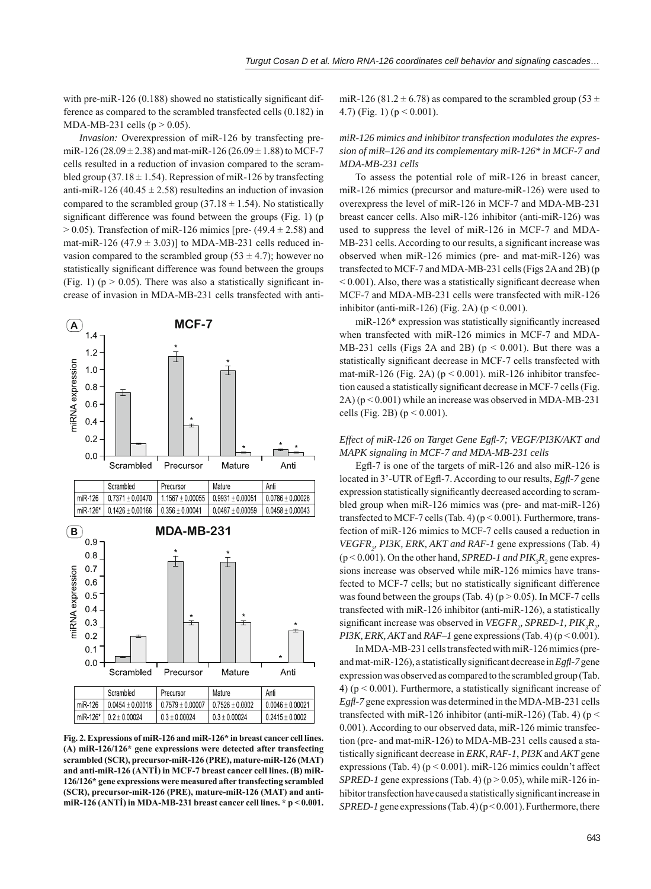with pre-miR-126 (0.188) showed no statistically significant difference as compared to the scrambled transfected cells (0.182) in MDA-MB-231 cells ($p > 0.05$).

*Invasion:* Overexpression of miR-126 by transfecting pre-miR-126 (28.09 ± 2.38) and mat-miR-126 (26.09 ± 1.88) to MCF-7 cells resulted in a reduction of invasion compared to the scrambled group (37.18 ± 1.54). Repression of miR-126 by transfecting anti-miR-126 (40.45 ± 2.58) resultedins an induction of invasion compared to the scrambled group (37.18 ± 1.54). No statistically significant difference was found between the groups (Fig. 1) ($p > 0.05$). Transfection of miR-126 mimics [pre- (49.4 ± 2.58) and mat-miR-126 (47.9 ± 3.03)] to MDA-MB-231 cells reduced invasion compared to the scrambled group (53 ± 4.7); however no statistically significant difference was found between the groups (Fig. 1) ($p > 0.05$). There was also a statistically significant increase of invasion in MDA-MB-231 cells transfected with anti-miR-126 (81.2 ± 6.78) as compared to the scrambled group (53 ± 4.7) (Fig. 1) ($p < 0.001$).

**A** — MCF-7

| | Scrambled | Precursor | Mature | Anti |
|---|---|---|---|---|
| miR-126 | 0.7371 ± 0.00470 | 1.1567 ± 0.00055 | 0.9931 ± 0.00051 | 0.0786 ± 0.00026 |
| miR-126* | 0.1426 ± 0.00166 | 0.356 ± 0.00041 | 0.0487 ± 0.00059 | 0.0458 ± 0.00043 |

**B** — MDA-MB-231

| | Scrambled | Precursor | Mature | Anti |
|---|---|---|---|---|
| miR-126 | 0.0454 ± 0.00018 | 0.7579 ± 0.00007 | 0.7526 ± 0.0002 | 0.0046 ± 0.00021 |
| miR-126* | 0.2 ± 0.00024 | 0.3 ± 0.00024 | 0.3 ± 0.00024 | 0.2415 ± 0.0002 |

**Fig. 2. Expressions of miR-126 and miR-126* in breast cancer cell lines. (A) miR-126/126* gene expressions were detected after transfecting scrambled (SCR), precursor-miR-126 (PRE), mature-miR-126 (MAT) and anti-miR-126 (ANTİ) in MCF-7 breast cancer cell lines. (B) miR-126/126* gene expressions were measured after transfecting scrambled (SCR), precursor-miR-126 (PRE), mature-miR-126 (MAT) and anti-miR-126 (ANTİ) in MDA-MB-231 breast cancer cell lines. * $p < 0.001$.**

### *miR-126 mimics and inhibitor transfection modulates the expression of miR–126 and its complementary miR-126* in MCF-7 and MDA-MB-231 cells*

To assess the potential role of miR-126 in breast cancer, miR-126 mimics (precursor and mature-miR-126) were used to overexpress the level of miR-126 in MCF-7 and MDA-MB-231 breast cancer cells. Also miR-126 inhibitor (anti-miR-126) was used to suppress the level of miR-126 in MCF-7 and MDA-MB-231 cells. According to our results, a significant increase was observed when miR-126 mimics (pre- and mat-miR-126) was transfected to MCF-7 and MDA-MB-231 cells (Figs 2A and 2B) ($p < 0.001$). Also, there was a statistically significant decrease when MCF-7 and MDA-MB-231 cells were transfected with miR-126 inhibitor (anti-miR-126) (Fig. 2A) ($p < 0.001$).

miR-126* expression was statistically significantly increased when transfected with miR-126 mimics in MCF-7 and MDA-MB-231 cells (Figs 2A and 2B) ($p < 0.001$). But there was a statistically significant decrease in MCF-7 cells transfected with mat-miR-126 (Fig. 2A) ($p < 0.001$). miR-126 inhibitor transfection caused a statistically significant decrease in MCF-7 cells (Fig. 2A) ($p < 0.001$) while an increase was observed in MDA-MB-231 cells (Fig. 2B) ($p < 0.001$).

### *Effect of miR-126 on Target Gene Egfl-7; VEGF/PI3K/AKT and MAPK signaling in MCF-7 and MDA-MB-231 cells*

Egfl-7 is one of the targets of miR-126 and also miR-126 is located in 3'-UTR of Egfl-7. According to our results, *Egfl-7* gene expression statistically significantly decreased according to scrambled group when miR-126 mimics was (pre- and mat-miR-126) transfected to MCF-7 cells (Tab. 4) ($p < 0.001$). Furthermore, transfection of miR-126 mimics to MCF-7 cells caused a reduction in *VEGFR$_2$, PI3K, ERK, AKT and RAF-1* gene expressions (Tab. 4) ($p < 0.001$). On the other hand, *SPRED-1 and PIK$_3$R$_2$* gene expressions increase was observed while miR-126 mimics have transfected to MCF-7 cells; but no statistically significant difference was found between the groups (Tab. 4) ($p > 0.05$). In MCF-7 cells transfected with miR-126 inhibitor (anti-miR-126), a statistically significant increase was observed in *VEGFR$_2$, SPRED-1, PIK$_3$R$_2$, PI3K, ERK, AKT* and *RAF–1* gene expressions (Tab. 4) ($p < 0.001$).

In MDA-MB-231 cells transfected with miR-126 mimics (pre- and mat-miR-126), a statistically significant decrease in *Egfl-7* gene expression was observed as compared to the scrambled group (Tab. 4) ($p < 0.001$). Furthermore, a statistically significant increase of *Egfl-7* gene expression was determined in the MDA-MB-231 cells transfected with miR-126 inhibitor (anti-miR-126) (Tab. 4) ($p < 0.001$). According to our observed data, miR-126 mimic transfection (pre- and mat-miR-126) to MDA-MB-231 cells caused a statistically significant decrease in *ERK*, *RAF-1*, *PI3K* and *AKT* gene expressions (Tab. 4) ($p < 0.001$). miR-126 mimics couldn't affect *SPRED-1* gene expressions (Tab. 4) ($p > 0.05$), while miR-126 inhibitor transfection have caused a statistically significant increase in *SPRED-1* gene expressions (Tab. 4) ($p < 0.001$). Furthermore, there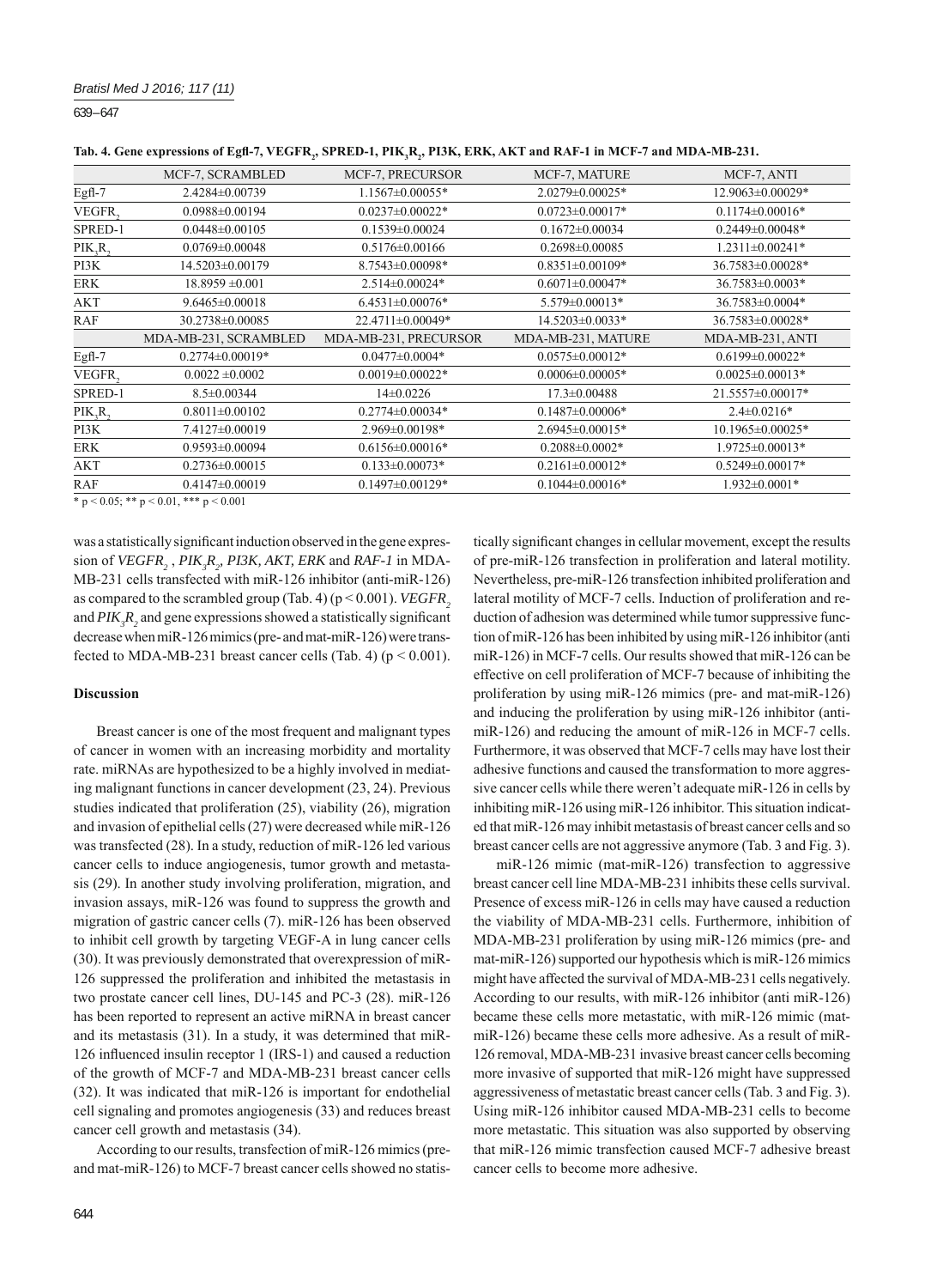**Tab. 4. Gene expressions of Egfl-7, $VEGFR_2$, SPRED-1, $PIK_3R_2$, PI3K, ERK, AKT and RAF-1 in MCF-7 and MDA-MB-231.**

| | MCF-7, SCRAMBLED | MCF-7, PRECURSOR | MCF-7, MATURE | MCF-7, ANTI |
|---|---|---|---|---|
| Egfl-7 | 2.4284±0.00739 | 1.1567±0.00055* | 2.0279±0.00025* | 12.9063±0.00029* |
| $VEGFR_2$ | 0.0988±0.00194 | 0.0237±0.00022* | 0.0723±0.00017* | 0.1174±0.00016* |
| SPRED-1 | 0.0448±0.00105 | 0.1539±0.00024 | 0.1672±0.00034 | 0.2449±0.00048* |
| $PIK_3R_2$ | 0.0769±0.00048 | 0.5176±0.00166 | 0.2698±0.00085 | 1.2311±0.00241* |
| PI3K | 14.5203±0.00179 | 8.7543±0.00098* | 0.8351±0.00109* | 36.7583±0.00028* |
| ERK | 18.8959 ±0.001 | 2.514±0.00024* | 0.6071±0.00047* | 36.7583±0.0003* |
| AKT | 9.6465±0.00018 | 6.4531±0.00076* | 5.579±0.00013* | 36.7583±0.0004* |
| RAF | 30.2738±0.00085 | 22.4711±0.00049* | 14.5203±0.0033* | 36.7583±0.00028* |
| | MDA-MB-231, SCRAMBLED | MDA-MB-231, PRECURSOR | MDA-MB-231, MATURE | MDA-MB-231, ANTI |
| Egfl-7 | 0.2774±0.00019* | 0.0477±0.0004* | 0.0575±0.00012* | 0.6199±0.00022* |
| $VEGFR_2$ | 0.0022 ±0.0002 | 0.0019±0.00022* | 0.0006±0.00005* | 0.0025±0.00013* |
| SPRED-1 | 8.5±0.00344 | 14±0.0226 | 17.3±0.00488 | 21.5557±0.00017* |
| $PIK_3R_2$ | 0.8011±0.00102 | 0.2774±0.00034* | 0.1487±0.00006* | 2.4±0.0216* |
| PI3K | 7.4127±0.00019 | 2.969±0.00198* | 2.6945±0.00015* | 10.1965±0.00025* |
| ERK | 0.9593±0.00094 | 0.6156±0.00016* | 0.2088±0.0002* | 1.9725±0.00013* |
| AKT | 0.2736±0.00015 | 0.133±0.00073* | 0.2161±0.00012* | 0.5249±0.00017* |
| RAF | 0.4147±0.00019 | 0.1497±0.00129* | 0.1044±0.00016* | 1.932±0.0001* |

\* $p < 0.05$; ** $p < 0.01$, *** $p < 0.001$

was a statistically significant induction observed in the gene expression of *$VEGFR_2$*, *$PIK_3R_2$, PI3K, AKT, ERK* and *RAF-1* in MDA-MB-231 cells transfected with miR-126 inhibitor (anti-miR-126) as compared to the scrambled group (Tab. 4) ($p < 0.001$). *$VEGFR_2$* and *$PIK_3R_2$* and gene expressions showed a statistically significant decrease when miR-126 mimics (pre- and mat-miR-126) were transfected to MDA-MB-231 breast cancer cells (Tab. 4) ($p < 0.001$).

## Discussion

Breast cancer is one of the most frequent and malignant types of cancer in women with an increasing morbidity and mortality rate. miRNAs are hypothesized to be a highly involved in mediating malignant functions in cancer development (23, 24). Previous studies indicated that proliferation (25), viability (26), migration and invasion of epithelial cells (27) were decreased while miR-126 was transfected (28). In a study, reduction of miR-126 led various cancer cells to induce angiogenesis, tumor growth and metastasis (29). In another study involving proliferation, migration, and invasion assays, miR-126 was found to suppress the growth and migration of gastric cancer cells (7). miR-126 has been observed to inhibit cell growth by targeting VEGF-A in lung cancer cells (30). It was previously demonstrated that overexpression of miR-126 suppressed the proliferation and inhibited the metastasis in two prostate cancer cell lines, DU-145 and PC-3 (28). miR-126 has been reported to represent an active miRNA in breast cancer and its metastasis (31). In a study, it was determined that miR-126 influenced insulin receptor 1 (IRS-1) and caused a reduction of the growth of MCF-7 and MDA-MB-231 breast cancer cells (32). It was indicated that miR-126 is important for endothelial cell signaling and promotes angiogenesis (33) and reduces breast cancer cell growth and metastasis (34).

According to our results, transfection of miR-126 mimics (pre- and mat-miR-126) to MCF-7 breast cancer cells showed no statistically significant changes in cellular movement, except the results of pre-miR-126 transfection in proliferation and lateral motility. Nevertheless, pre-miR-126 transfection inhibited proliferation and lateral motility of MCF-7 cells. Induction of proliferation and reduction of adhesion was determined while tumor suppressive function of miR-126 has been inhibited by using miR-126 inhibitor (anti miR-126) in MCF-7 cells. Our results showed that miR-126 can be effective on cell proliferation of MCF-7 because of inhibiting the proliferation by using miR-126 mimics (pre- and mat-miR-126) and inducing the proliferation by using miR-126 inhibitor (anti-miR-126) and reducing the amount of miR-126 in MCF-7 cells. Furthermore, it was observed that MCF-7 cells may have lost their adhesive functions and caused the transformation to more aggressive cancer cells while there weren't adequate miR-126 in cells by inhibiting miR-126 using miR-126 inhibitor. This situation indicated that miR-126 may inhibit metastasis of breast cancer cells and so breast cancer cells are not aggressive anymore (Tab. 3 and Fig. 3).

miR-126 mimic (mat-miR-126) transfection to aggressive breast cancer cell line MDA-MB-231 inhibits these cells survival. Presence of excess miR-126 in cells may have caused a reduction the viability of MDA-MB-231 cells. Furthermore, inhibition of MDA-MB-231 proliferation by using miR-126 mimics (pre- and mat-miR-126) supported our hypothesis which is miR-126 mimics might have affected the survival of MDA-MB-231 cells negatively. According to our results, with miR-126 inhibitor (anti miR-126) became these cells more metastatic, with miR-126 mimic (mat-miR-126) became these cells more adhesive. As a result of miR-126 removal, MDA-MB-231 invasive breast cancer cells becoming more invasive of supported that miR-126 might have suppressed aggressiveness of metastatic breast cancer cells (Tab. 3 and Fig. 3). Using miR-126 inhibitor caused MDA-MB-231 cells to become more metastatic. This situation was also supported by observing that miR-126 mimic transfection caused MCF-7 adhesive breast cancer cells to become more adhesive.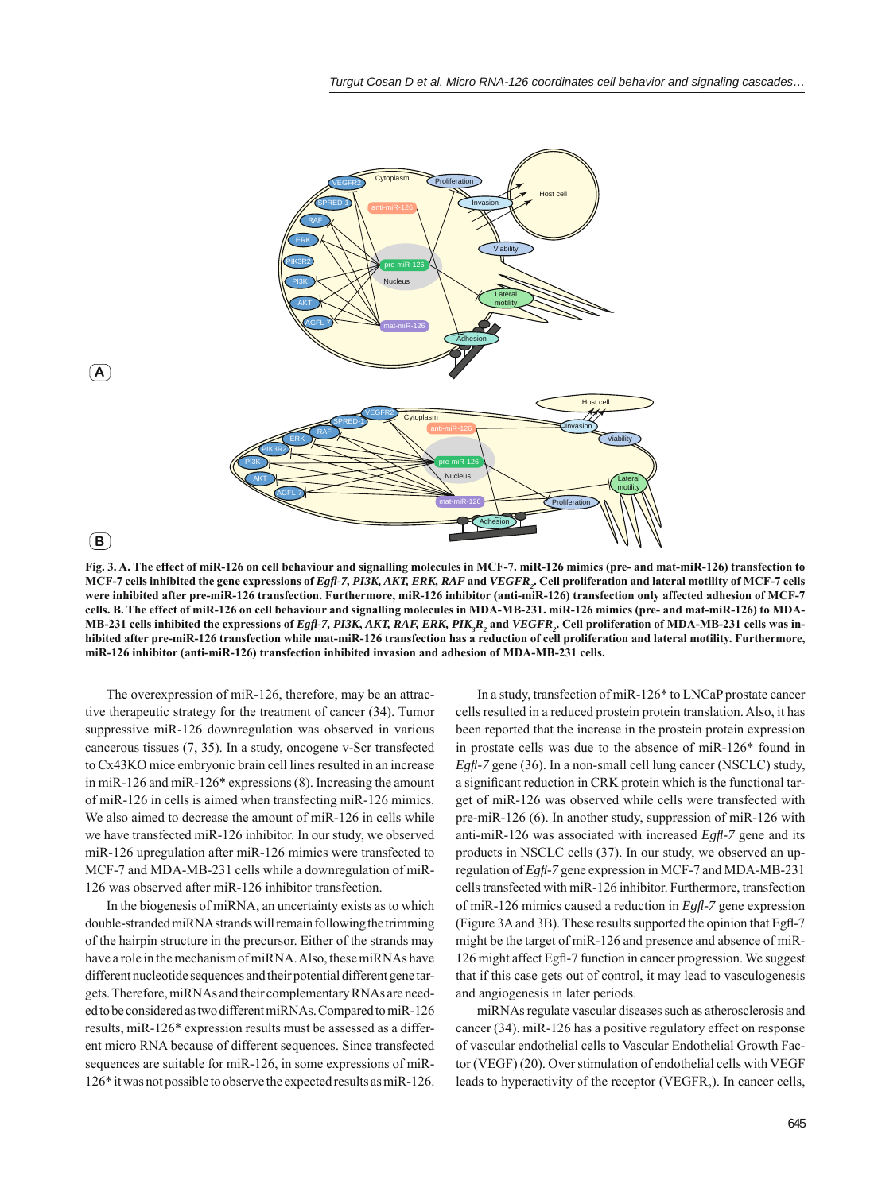**Fig. 3. A. The effect of miR-126 on cell behaviour and signalling molecules in MCF-7. miR-126 mimics (pre- and mat-miR-126) transfection to MCF-7 cells inhibited the gene expressions of *Egfl-7, PI3K, AKT, ERK, RAF* and $VEGFR_2$. Cell proliferation and lateral motility of MCF-7 cells were inhibited after pre-miR-126 transfection. Furthermore, miR-126 inhibitor (anti-miR-126) transfection only affected adhesion of MCF-7 cells. B. The effect of miR-126 on cell behaviour and signalling molecules in MDA-MB-231. miR-126 mimics (pre- and mat-miR-126) transfection to MDA-MB-231 cells inhibited the expressions of *Egfl-7, PI3K, AKT, RAF, ERK,* $PIK_3R_2$ and $VEGFR_2$. Cell proliferation of MDA-MB-231 cells was inhibited after pre-miR-126 transfection while mat-miR-126 transfection has a reduction of cell proliferation and lateral motility. Furthermore, miR-126 inhibitor (anti-miR-126) transfection inhibited invasion and adhesion of MDA-MB-231 cells.**

The overexpression of miR-126, therefore, may be an attractive therapeutic strategy for the treatment of cancer (34). Tumor suppressive miR-126 downregulation was observed in various cancerous tissues (7, 35). In a study, oncogene v-Scr transfected to Cx43KO mice embryonic brain cell lines resulted in an increase in miR-126 and miR-126* expressions (8). Increasing the amount of miR-126 in cells is aimed when transfecting miR-126 mimics. We also aimed to decrease the amount of miR-126 in cells while we have transfected miR-126 inhibitor. In our study, we observed miR-126 upregulation after miR-126 mimics were transfected to MCF-7 and MDA-MB-231 cells while a downregulation of miR-126 was observed after miR-126 inhibitor transfection.

In the biogenesis of miRNA, an uncertainty exists as to which double-stranded miRNA strands will remain following the trimming of the hairpin structure in the precursor. Either of the strands may have a role in the mechanism of miRNA. Also, these miRNAs have different nucleotide sequences and their potential different gene targets. Therefore, miRNAs and their complementary RNAs are needed to be considered as two different miRNAs. Compared to miR-126 results, miR-126* expression results must be assessed as a different micro RNA because of different sequences. Since transfected sequences are suitable for miR-126, in some expressions of miR-126* it was not possible to observe the expected results as miR-126.

In a study, transfection of miR-126* to LNCaP prostate cancer cells resulted in a reduced prostein protein translation. Also, it has been reported that the increase in the prostein protein expression in prostate cells was due to the absence of miR-126* found in *Egfl-7* gene (36). In a non-small cell lung cancer (NSCLC) study, a significant reduction in CRK protein which is the functional target of miR-126 was observed while cells were transfected with pre-miR-126 (6). In another study, suppression of miR-126 with anti-miR-126 was associated with increased *Egfl-7* gene and its products in NSCLC cells (37). In our study, we observed an upregulation of *Egfl-7* gene expression in MCF-7 and MDA-MB-231 cells transfected with miR-126 inhibitor. Furthermore, transfection of miR-126 mimics caused a reduction in *Egfl-7* gene expression (Figure 3A and 3B). These results supported the opinion that Egfl-7 might be the target of miR-126 and presence and absence of miR-126 might affect Egfl-7 function in cancer progression. We suggest that if this case gets out of control, it may lead to vasculogenesis and angiogenesis in later periods.

miRNAs regulate vascular diseases such as atherosclerosis and cancer (34). miR-126 has a positive regulatory effect on response of vascular endothelial cells to Vascular Endothelial Growth Factor (VEGF) (20). Over stimulation of endothelial cells with VEGF leads to hyperactivity of the receptor ($VEGFR_2$). In cancer cells,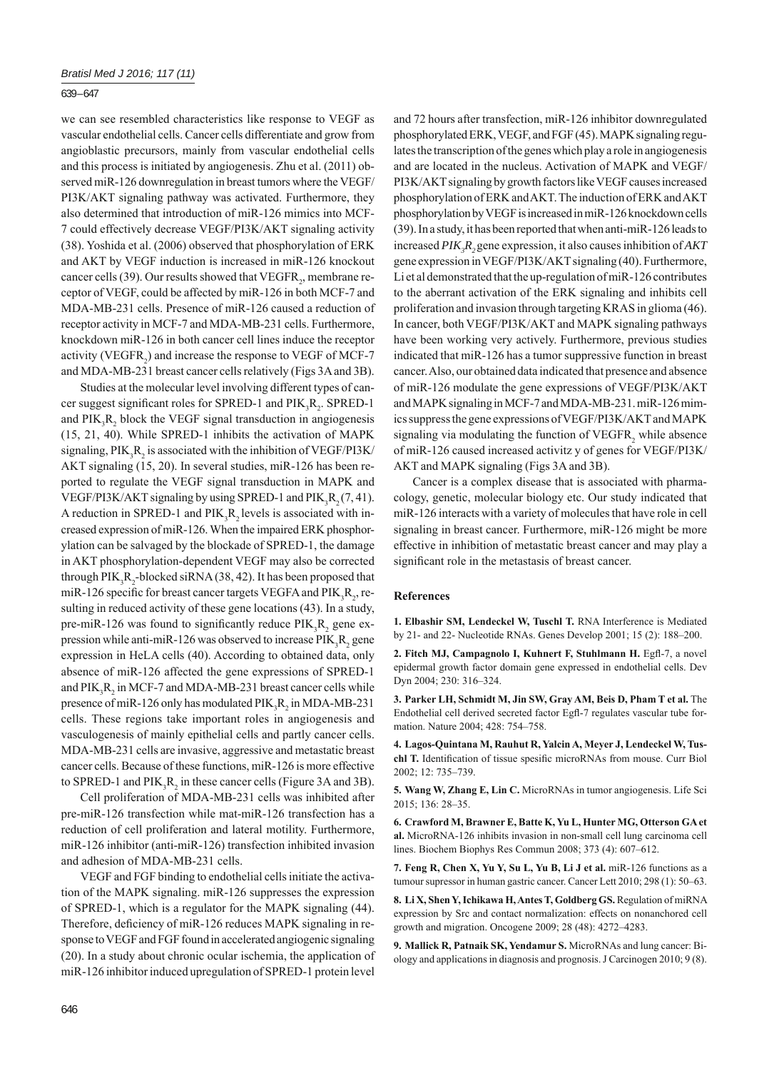we can see resembled characteristics like response to VEGF as vascular endothelial cells. Cancer cells differentiate and grow from angioblastic precursors, mainly from vascular endothelial cells and this process is initiated by angiogenesis. Zhu et al. (2011) observed miR-126 downregulation in breast tumors where the VEGF/PI3K/AKT signaling pathway was activated. Furthermore, they also determined that introduction of miR-126 mimics into MCF-7 could effectively decrease VEGF/PI3K/AKT signaling activity (38). Yoshida et al. (2006) observed that phosphorylation of ERK and AKT by VEGF induction is increased in miR-126 knockout cancer cells (39). Our results showed that $VEGFR_2$, membrane receptor of VEGF, could be affected by miR-126 in both MCF-7 and MDA-MB-231 cells. Presence of miR-126 caused a reduction of receptor activity in MCF-7 and MDA-MB-231 cells. Furthermore, knockdown miR-126 in both cancer cell lines induce the receptor activity ($VEGFR_2$) and increase the response to VEGF of MCF-7 and MDA-MB-231 breast cancer cells relatively (Figs 3A and 3B).

Studies at the molecular level involving different types of cancer suggest significant roles for SPRED-1 and $PIK_3R_2$. SPRED-1 and $PIK_3R_2$ block the VEGF signal transduction in angiogenesis (15, 21, 40). While SPRED-1 inhibits the activation of MAPK signaling, $PIK_3R_2$ is associated with the inhibition of VEGF/PI3K/AKT signaling (15, 20). In several studies, miR-126 has been reported to regulate the VEGF signal transduction in MAPK and VEGF/PI3K/AKT signaling by using SPRED-1 and $PIK_3R_2$ (7, 41). A reduction in SPRED-1 and $PIK_3R_2$ levels is associated with increased expression of miR-126. When the impaired ERK phosphorylation can be salvaged by the blockade of SPRED-1, the damage in AKT phosphorylation-dependent VEGF may also be corrected through $PIK_3R_2$-blocked siRNA (38, 42). It has been proposed that miR-126 specific for breast cancer targets VEGFA and $PIK_3R_2$, resulting in reduced activity of these gene locations (43). In a study, pre-miR-126 was found to significantly reduce $PIK_3R_2$ gene expression while anti-miR-126 was observed to increase $PIK_3R_2$ gene expression in HeLA cells (40). According to obtained data, only absence of miR-126 affected the gene expressions of SPRED-1 and $PIK_3R_2$ in MCF-7 and MDA-MB-231 breast cancer cells while presence of miR-126 only has modulated $PIK_3R_2$ in MDA-MB-231 cells. These regions take important roles in angiogenesis and vasculogenesis of mainly epithelial cells and partly cancer cells. MDA-MB-231 cells are invasive, aggressive and metastatic breast cancer cells. Because of these functions, miR-126 is more effective to SPRED-1 and $PIK_3R_2$ in these cancer cells (Figure 3A and 3B).

Cell proliferation of MDA-MB-231 cells was inhibited after pre-miR-126 transfection while mat-miR-126 transfection has a reduction of cell proliferation and lateral motility. Furthermore, miR-126 inhibitor (anti-miR-126) transfection inhibited invasion and adhesion of MDA-MB-231 cells.

VEGF and FGF binding to endothelial cells initiate the activation of the MAPK signaling. miR-126 suppresses the expression of SPRED-1, which is a regulator for the MAPK signaling (44). Therefore, deficiency of miR-126 reduces MAPK signaling in response to VEGF and FGF found in accelerated angiogenic signaling (20). In a study about chronic ocular ischemia, the application of miR-126 inhibitor induced upregulation of SPRED-1 protein level and 72 hours after transfection, miR-126 inhibitor downregulated phosphorylated ERK, VEGF, and FGF (45). MAPK signaling regulates the transcription of the genes which play a role in angiogenesis and are located in the nucleus. Activation of MAPK and VEGF/PI3K/AKT signaling by growth factors like VEGF causes increased phosphorylation of ERK and AKT. The induction of ERK and AKT phosphorylation by VEGF is increased in miR-126 knockdown cells (39). In a study, it has been reported that when anti-miR-126 leads to increased $PIK_3R_2$ gene expression, it also causes inhibition of *AKT* gene expression in VEGF/PI3K/AKT signaling (40). Furthermore, Li et al demonstrated that the up-regulation of miR-126 contributes to the aberrant activation of the ERK signaling and inhibits cell proliferation and invasion through targeting KRAS in glioma (46). In cancer, both VEGF/PI3K/AKT and MAPK signaling pathways have been working very actively. Furthermore, previous studies indicated that miR-126 has a tumor suppressive function in breast cancer. Also, our obtained data indicated that presence and absence of miR-126 modulate the gene expressions of VEGF/PI3K/AKT and MAPK signaling in MCF-7 and MDA-MB-231. miR-126 mimics suppress the gene expressions of VEGF/PI3K/AKT and MAPK signaling via modulating the function of $VEGFR_2$ while absence of miR-126 caused increased activitz y of genes for VEGF/PI3K/AKT and MAPK signaling (Figs 3A and 3B).

Cancer is a complex disease that is associated with pharmacology, genetic, molecular biology etc. Our study indicated that miR-126 interacts with a variety of molecules that have role in cell signaling in breast cancer. Furthermore, miR-126 might be more effective in inhibition of metastatic breast cancer and may play a significant role in the metastasis of breast cancer.

## References

**1. Elbashir SM, Lendeckel W, Tuschl T.** RNA Interference is Mediated by 21- and 22- Nucleotide RNAs. Genes Develop 2001; 15 (2): 188–200.

**2. Fitch MJ, Campagnolo I, Kuhnert F, Stuhlmann H.** Egfl-7, a novel epidermal growth factor domain gene expressed in endothelial cells. Dev Dyn 2004; 230: 316–324.

**3. Parker LH, Schmidt M, Jin SW, Gray AM, Beis D, Pham T et al.** The Endothelial cell derived secreted factor Egfl-7 regulates vascular tube formation. Nature 2004; 428: 754–758.

**4. Lagos-Quintana M, Rauhut R, Yalcin A, Meyer J, Lendeckel W, Tuschl T.** Identification of tissue spesific microRNAs from mouse. Curr Biol 2002; 12: 735–739.

**5. Wang W, Zhang E, Lin C.** MicroRNAs in tumor angiogenesis. Life Sci 2015; 136: 28–35.

**6. Crawford M, Brawner E, Batte K, Yu L, Hunter MG, Otterson GA et al.** MicroRNA-126 inhibits invasion in non-small cell lung carcinoma cell lines. Biochem Biophys Res Commun 2008; 373 (4): 607–612.

**7. Feng R, Chen X, Yu Y, Su L, Yu B, Li J et al.** miR-126 functions as a tumour supressor in human gastric cancer. Cancer Lett 2010; 298 (1): 50–63.

**8. Li X, Shen Y, Ichikawa H, Antes T, Goldberg GS.** Regulation of miRNA expression by Src and contact normalization: effects on nonanchored cell growth and migration. Oncogene 2009; 28 (48): 4272–4283.

**9. Mallick R, Patnaik SK, Yendamur S.** MicroRNAs and lung cancer: Biology and applications in diagnosis and prognosis. J Carcinogen 2010; 9 (8).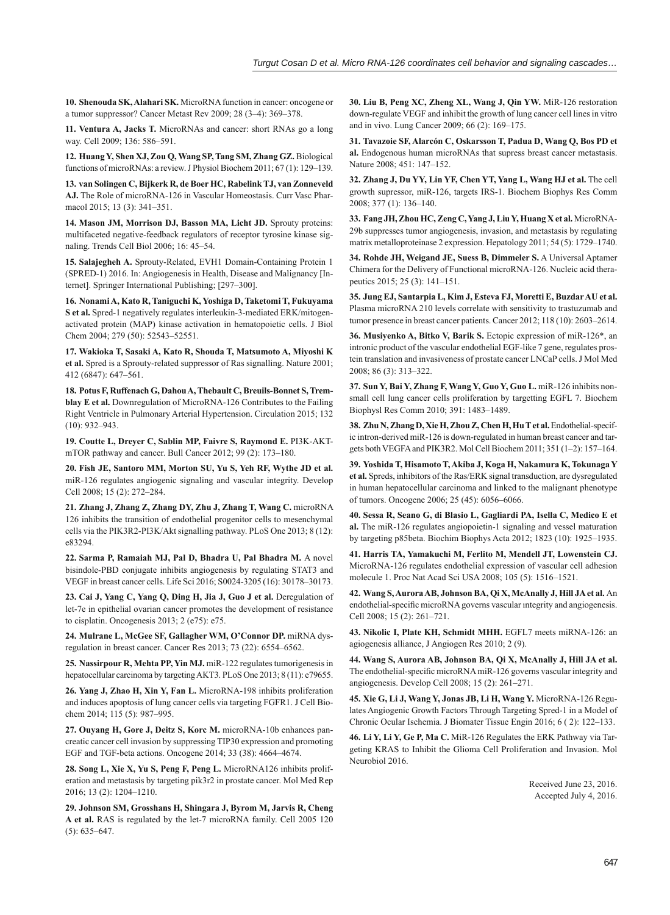**10. Shenouda SK, Alahari SK.** MicroRNA function in cancer: oncogene or a tumor suppressor? Cancer Metast Rev 2009; 28 (3–4): 369–378.

**11. Ventura A, Jacks T.** MicroRNAs and cancer: short RNAs go a long way. Cell 2009; 136: 586–591.

**12. Huang Y, Shen XJ, Zou Q, Wang SP, Tang SM, Zhang GZ.** Biological functions of microRNAs: a review. J Physiol Biochem 2011; 67 (1): 129–139.

**13. van Solingen C, Bijkerk R, de Boer HC, Rabelink TJ, van Zonneveld AJ.** The Role of microRNA-126 in Vascular Homeostasis. Curr Vasc Pharmacol 2015; 13 (3): 341–351.

**14. Mason JM, Morrison DJ, Basson MA, Licht JD.** Sprouty proteins: multifaceted negative-feedback regulators of receptor tyrosine kinase signaling. Trends Cell Biol 2006; 16: 45–54.

**15. Salajegheh A.** Sprouty-Related, EVH1 Domain-Containing Protein 1 (SPRED-1) 2016. In: Angiogenesis in Health, Disease and Malignancy [Internet]. Springer International Publishing; [297–300].

**16. Nonami A, Kato R, Taniguchi K, Yoshiga D, Taketomi T, Fukuyama S et al.** Spred-1 negatively regulates interleukin-3-mediated ERK/mitogen-activated protein (MAP) kinase activation in hematopoietic cells. J Biol Chem 2004; 279 (50): 52543–52551.

**17. Wakioka T, Sasaki A, Kato R, Shouda T, Matsumoto A, Miyoshi K et al.** Spred is a Sprouty-related suppressor of Ras signalling. Nature 2001; 412 (6847): 647–561.

**18. Potus F, Ruffenach G, Dahou A, Thebault C, Breuils-Bonnet S, Tremblay E et al.** Downregulation of MicroRNA-126 Contributes to the Failing Right Ventricle in Pulmonary Arterial Hypertension. Circulation 2015; 132 (10): 932–943.

**19. Coutte L, Dreyer C, Sablin MP, Faivre S, Raymond E.** PI3K-AKT-mTOR pathway and cancer. Bull Cancer 2012; 99 (2): 173–180.

**20. Fish JE, Santoro MM, Morton SU, Yu S, Yeh RF, Wythe JD et al.** miR-126 regulates angiogenic signaling and vascular integrity. Develop Cell 2008; 15 (2): 272–284.

**21. Zhang J, Zhang Z, Zhang DY, Zhu J, Zhang T, Wang C.** microRNA 126 inhibits the transition of endothelial progenitor cells to mesenchymal cells via the PIK3R2-PI3K/Akt signalling pathway. PLoS One 2013; 8 (12): e83294.

**22. Sarma P, Ramaiah MJ, Pal D, Bhadra U, Pal Bhadra M.** A novel bisindole-PBD conjugate inhibits angiogenesis by regulating STAT3 and VEGF in breast cancer cells. Life Sci 2016; S0024-3205 (16): 30178–30173.

**23. Cai J, Yang C, Yang Q, Ding H, Jia J, Guo J et al.** Deregulation of let-7e in epithelial ovarian cancer promotes the development of resistance to cisplatin. Oncogenesis 2013; 2 (e75): e75.

**24. Mulrane L, McGee SF, Gallagher WM, O'Connor DP.** miRNA dysregulation in breast cancer. Cancer Res 2013; 73 (22): 6554–6562.

**25. Nassirpour R, Mehta PP, Yin MJ.** miR-122 regulates tumorigenesis in hepatocellular carcinoma by targeting AKT3. PLoS One 2013; 8 (11): e79655.

**26. Yang J, Zhao H, Xin Y, Fan L.** MicroRNA-198 inhibits proliferation and induces apoptosis of lung cancer cells via targeting FGFR1. J Cell Biochem 2014; 115 (5): 987–995.

**27. Ouyang H, Gore J, Deitz S, Korc M.** microRNA-10b enhances pancreatic cancer cell invasion by suppressing TIP30 expression and promoting EGF and TGF-beta actions. Oncogene 2014; 33 (38): 4664–4674.

**28. Song L, Xie X, Yu S, Peng F, Peng L.** MicroRNA126 inhibits proliferation and metastasis by targeting pik3r2 in prostate cancer. Mol Med Rep 2016; 13 (2): 1204–1210.

**29. Johnson SM, Grosshans H, Shingara J, Byrom M, Jarvis R, Cheng A et al.** RAS is regulated by the let-7 microRNA family. Cell 2005 120 (5): 635–647.

**30. Liu B, Peng XC, Zheng XL, Wang J, Qin YW.** MiR-126 restoration down-regulate VEGF and inhibit the growth of lung cancer cell lines in vitro and in vivo. Lung Cancer 2009; 66 (2): 169–175.

**31. Tavazoie SF, Alarcón C, Oskarsson T, Padua D, Wang Q, Bos PD et al.** Endogenous human microRNAs that supress breast cancer metastasis. Nature 2008; 451: 147–152.

**32. Zhang J, Du YY, Lin YF, Chen YT, Yang L, Wang HJ et al.** The cell growth supressor, miR-126, targets IRS-1. Biochem Biophys Res Comm 2008; 377 (1): 136–140.

**33. Fang JH, Zhou HC, Zeng C, Yang J, Liu Y, Huang X et al.** MicroRNA-29b suppresses tumor angiogenesis, invasion, and metastasis by regulating matrix metalloproteinase 2 expression. Hepatology 2011; 54 (5): 1729–1740.

**34. Rohde JH, Weigand JE, Suess B, Dimmeler S.** A Universal Aptamer Chimera for the Delivery of Functional microRNA-126. Nucleic acid therapeutics 2015; 25 (3): 141–151.

**35. Jung EJ, Santarpia L, Kim J, Esteva FJ, Moretti E, Buzdar AU et al.** Plasma microRNA 210 levels correlate with sensitivity to trastuzumab and tumor presence in breast cancer patients. Cancer 2012; 118 (10): 2603–2614.

**36. Musiyenko A, Bitko V, Barik S.** Ectopic expression of miR-126*, an intronic product of the vascular endothelial EGF-like 7 gene, regulates prostein translation and invasiveness of prostate cancer LNCaP cells. J Mol Med 2008; 86 (3): 313–322.

**37. Sun Y, Bai Y, Zhang F, Wang Y, Guo Y, Guo L.** miR-126 inhibits non-small cell lung cancer cells proliferation by targetting EGFL 7. Biochem Biophysl Res Comm 2010; 391: 1483–1489.

**38. Zhu N, Zhang D, Xie H, Zhou Z, Chen H, Hu T et al.** Endothelial-specific intron-derived miR-126 is down-regulated in human breast cancer and targets both VEGFA and PIK3R2. Mol Cell Biochem 2011; 351 (1–2): 157–164.

**39. Yoshida T, Hisamoto T, Akiba J, Koga H, Nakamura K, Tokunaga Y et al.** Spreds, inhibitors of the Ras/ERK signal transduction, are dysregulated in human hepatocellular carcinoma and linked to the malignant phenotype of tumors. Oncogene 2006; 25 (45): 6056–6066.

**40. Sessa R, Seano G, di Blasio L, Gagliardi PA, Isella C, Medico E et al.** The miR-126 regulates angiopoietin-1 signaling and vessel maturation by targeting p85beta. Biochim Biophys Acta 2012; 1823 (10): 1925–1935.

**41. Harris TA, Yamakuchi M, Ferlito M, Mendell JT, Lowenstein CJ.** MicroRNA-126 regulates endothelial expression of vascular cell adhesion molecule 1. Proc Nat Acad Sci USA 2008; 105 (5): 1516–1521.

**42. Wang S, Aurora AB, Johnson BA, Qi X, McAnally J, Hill JA et al.** An endothelial-specific microRNA governs vascular ıntegrity and angiogenesis. Cell 2008; 15 (2): 261–721.

**43. Nikolic I, Plate KH, Schmidt MHH.** EGFL7 meets miRNA-126: an agiogenesis alliance, J Angiogen Res 2010; 2 (9).

**44. Wang S, Aurora AB, Johnson BA, Qi X, McAnally J, Hill JA et al.** The endothelial-specific microRNA miR-126 governs vascular integrity and angiogenesis. Develop Cell 2008; 15 (2): 261–271.

**45. Xie G, Li J, Wang Y, Jonas JB, Li H, Wang Y.** MicroRNA-126 Regulates Angiogenic Growth Factors Through Targeting Spred-1 in a Model of Chronic Ocular Ischemia. J Biomater Tissue Engin 2016; 6 ( 2): 122–133.

**46. Li Y, Li Y, Ge P, Ma C.** MiR-126 Regulates the ERK Pathway via Targeting KRAS to Inhibit the Glioma Cell Proliferation and Invasion. Mol Neurobiol 2016.

Received June 23, 2016.
Accepted July 4, 2016.